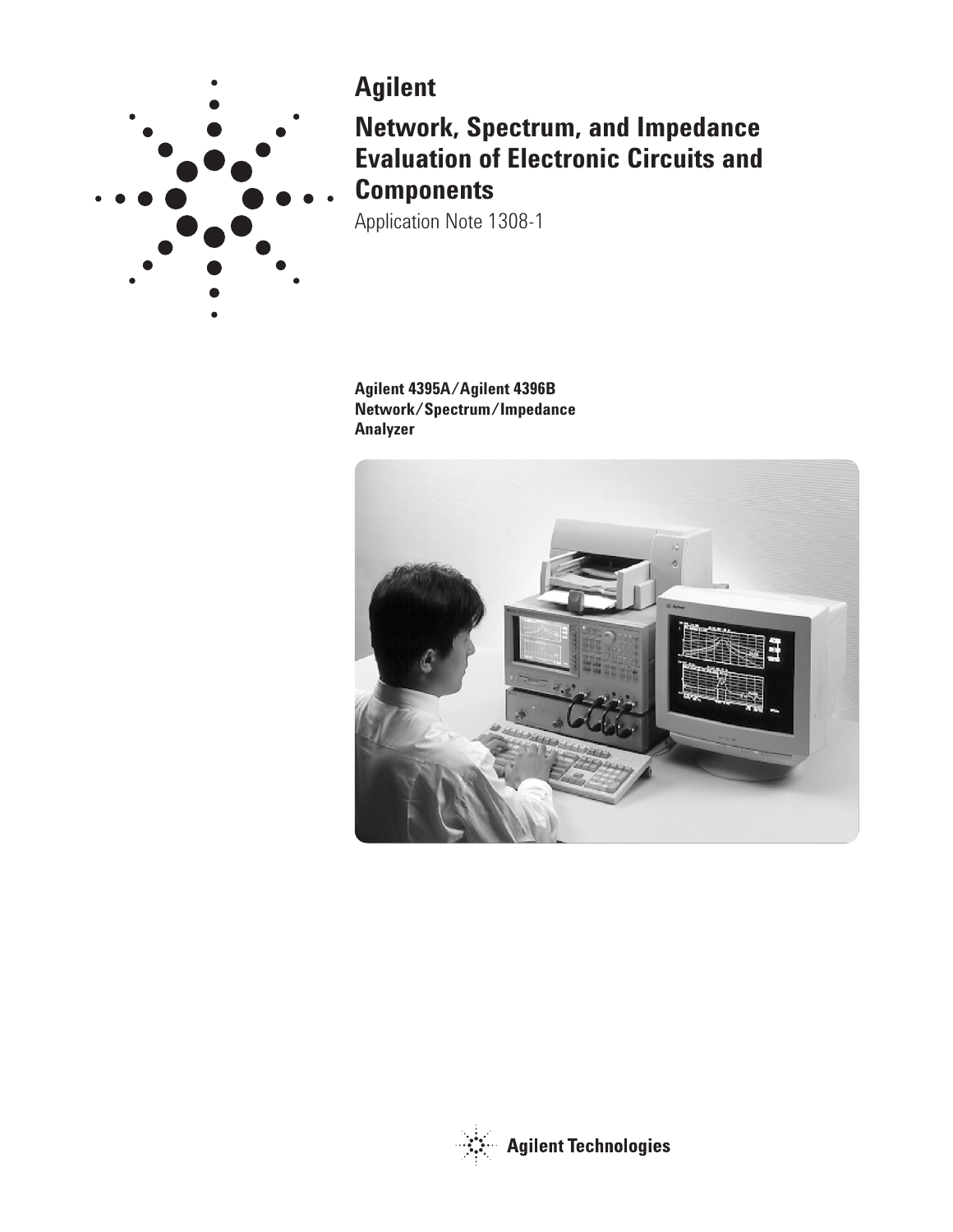# Agilent

## Network, Spectrum, and Impedance Evaluation of Electronic Circuits and Components

Application Note 1308-1

**Agilent 4395A/Agilent 4396B Network/Spectrum/Impedance Analyzer**

Agilent Technologies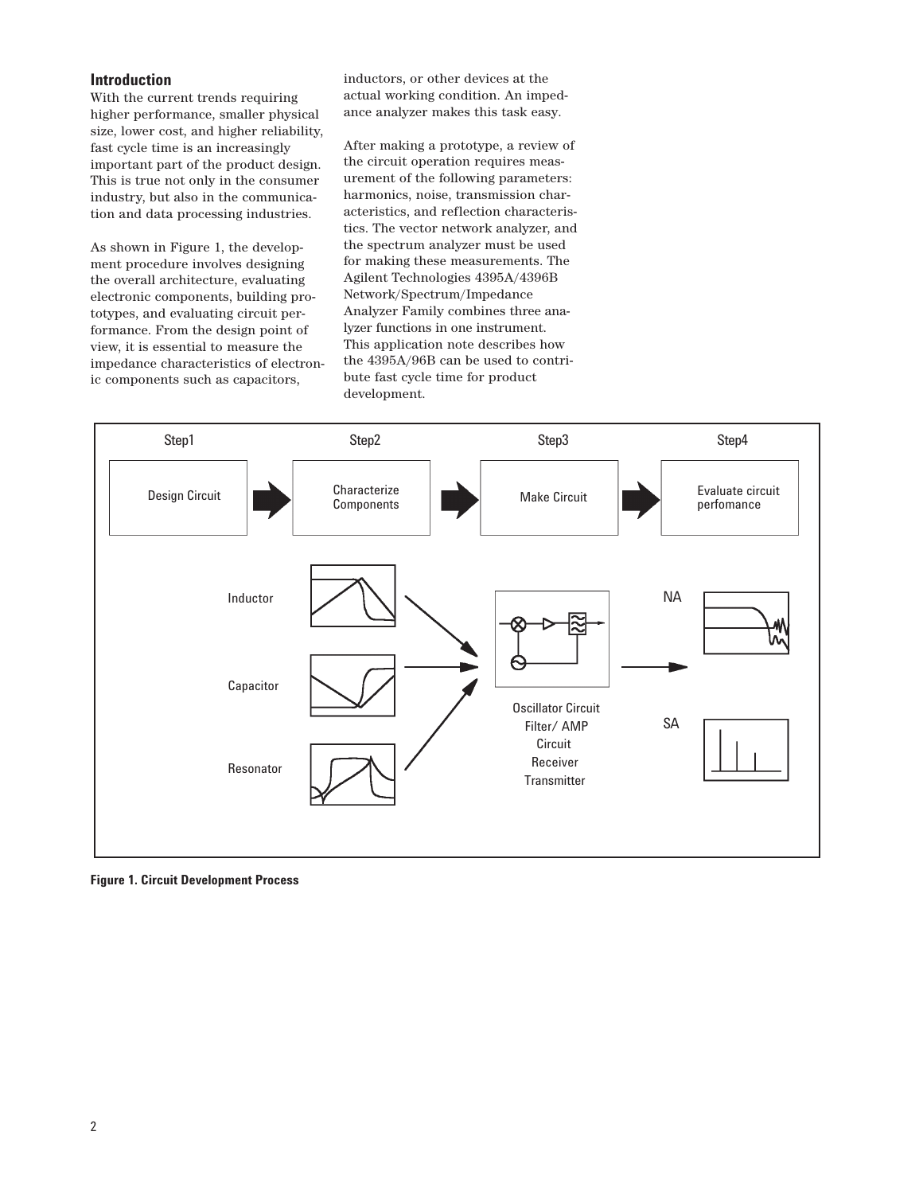## Introduction

With the current trends requiring higher performance, smaller physical size, lower cost, and higher reliability, fast cycle time is an increasingly important part of the product design. This is true not only in the consumer industry, but also in the communication and data processing industries.

As shown in Figure 1, the development procedure involves designing the overall architecture, evaluating electronic components, building prototypes, and evaluating circuit performance. From the design point of view, it is essential to measure the impedance characteristics of electronic components such as capacitors, inductors, or other devices at the actual working condition. An impedance analyzer makes this task easy.

After making a prototype, a review of the circuit operation requires measurement of the following parameters: harmonics, noise, transmission characteristics, and reflection characteristics. The vector network analyzer, and the spectrum analyzer must be used for making these measurements. The Agilent Technologies 4395A/4396B Network/Spectrum/Impedance Analyzer Family combines three analyzer functions in one instrument. This application note describes how the 4395A/96B can be used to contribute fast cycle time for product development.

Step1: Design Circuit → Step2: Characterize Components → Step3: Make Circuit → Step4: Evaluate circuit perfomance

Inductor, Capacitor, Resonator → Oscillator Circuit, Filter/ AMP Circuit, Receiver, Transmitter → NA, SA

**Figure 1. Circuit Development Process**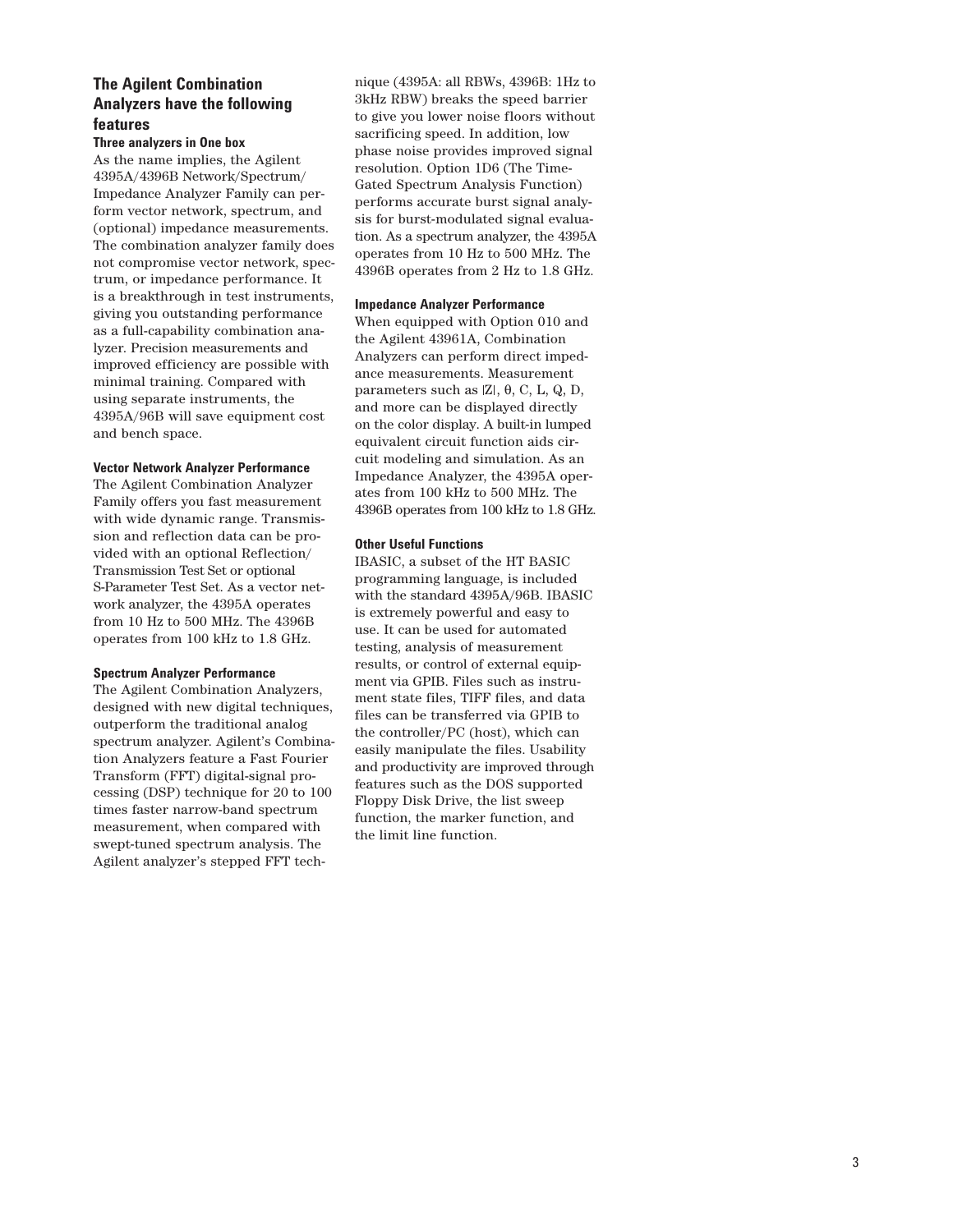## The Agilent Combination Analyzers have the following features

### Three analyzers in One box

As the name implies, the Agilent 4395A/4396B Network/Spectrum/Impedance Analyzer Family can perform vector network, spectrum, and (optional) impedance measurements. The combination analyzer family does not compromise vector network, spectrum, or impedance performance. It is a breakthrough in test instruments, giving you outstanding performance as a full-capability combination analyzer. Precision measurements and improved efficiency are possible with minimal training. Compared with using separate instruments, the 4395A/96B will save equipment cost and bench space.

### Vector Network Analyzer Performance

The Agilent Combination Analyzer Family offers you fast measurement with wide dynamic range. Transmission and reflection data can be provided with an optional Reflection/Transmission Test Set or optional S-Parameter Test Set. As a vector network analyzer, the 4395A operates from 10 Hz to 500 MHz. The 4396B operates from 100 kHz to 1.8 GHz.

### Spectrum Analyzer Performance

The Agilent Combination Analyzers, designed with new digital techniques, outperform the traditional analog spectrum analyzer. Agilent's Combination Analyzers feature a Fast Fourier Transform (FFT) digital-signal processing (DSP) technique for 20 to 100 times faster narrow-band spectrum measurement, when compared with swept-tuned spectrum analysis. The Agilent analyzer's stepped FFT technique (4395A: all RBWs, 4396B: 1Hz to 3kHz RBW) breaks the speed barrier to give you lower noise floors without sacrificing speed. In addition, low phase noise provides improved signal resolution. Option 1D6 (The Time-Gated Spectrum Analysis Function) performs accurate burst signal analysis for burst-modulated signal evaluation. As a spectrum analyzer, the 4395A operates from 10 Hz to 500 MHz. The 4396B operates from 2 Hz to 1.8 GHz.

### Impedance Analyzer Performance

When equipped with Option 010 and the Agilent 43961A, Combination Analyzers can perform direct impedance measurements. Measurement parameters such as |Z|, θ, C, L, Q, D, and more can be displayed directly on the color display. A built-in lumped equivalent circuit function aids circuit modeling and simulation. As an Impedance Analyzer, the 4395A operates from 100 kHz to 500 MHz. The 4396B operates from 100 kHz to 1.8 GHz.

### Other Useful Functions

IBASIC, a subset of the HT BASIC programming language, is included with the standard 4395A/96B. IBASIC is extremely powerful and easy to use. It can be used for automated testing, analysis of measurement results, or control of external equipment via GPIB. Files such as instrument state files, TIFF files, and data files can be transferred via GPIB to the controller/PC (host), which can easily manipulate the files. Usability and productivity are improved through features such as the DOS supported Floppy Disk Drive, the list sweep function, the marker function, and the limit line function.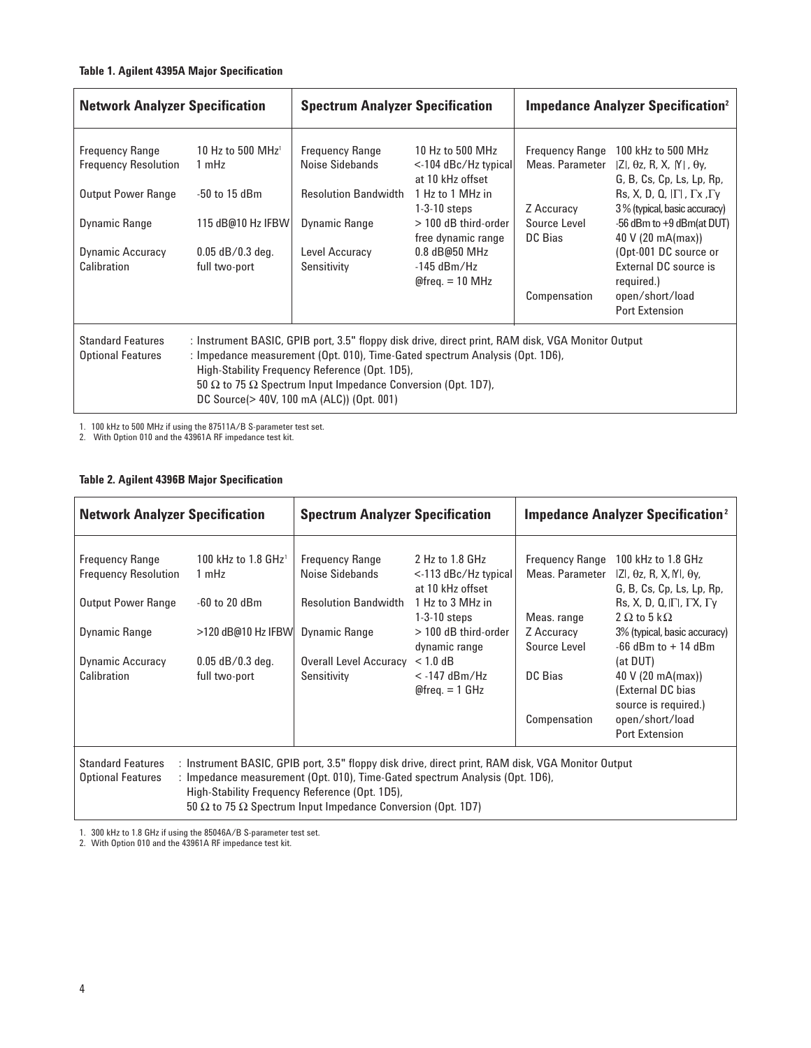**Table 1. Agilent 4395A Major Specification**

| Network Analyzer Specification | | Spectrum Analyzer Specification | | Impedance Analyzer Specification[2] | |
|---|---|---|---|---|---|
| Frequency Range | 10 Hz to 500 MHz[1] | Frequency Range | 10 Hz to 500 MHz | Frequency Range | 100 kHz to 500 MHz |
| Frequency Resolution | 1 mHz | Noise Sidebands | <-104 dBc/Hz typical at 10 kHz offset | Meas. Parameter | \|Z\|, θz, R, X, \|Y\|, θy, G, B, Cs, Cp, Ls, Lp, Rp, Rs, X, D, Q, \|Γ\|, Γx, Γy |
| Output Power Range | -50 to 15 dBm | Resolution Bandwidth | 1 Hz to 1 MHz in 1-3-10 steps | Z Accuracy | 3 % (typical, basic accuracy) |
| Dynamic Range | 115 dB@10 Hz IFBW | Dynamic Range | > 100 dB third-order free dynamic range | Source Level | -56 dBm to +9 dBm(at DUT) |
| Dynamic Accuracy | 0.05 dB/0.3 deg. | Level Accuracy | 0.8 dB@50 MHz | DC Bias | 40 V (20 mA(max)) (Opt-001 DC source or External DC source is required.) |
| Calibration | full two-port | Sensitivity | -145 dBm/Hz @freq. = 10 MHz | Compensation | open/short/load Port Extension |

Standard Features : Instrument BASIC, GPIB port, 3.5" floppy disk drive, direct print, RAM disk, VGA Monitor Output

Optional Features : Impedance measurement (Opt. 010), Time-Gated spectrum Analysis (Opt. 1D6), High-Stability Frequency Reference (Opt. 1D5), 50 Ω to 75 Ω Spectrum Input Impedance Conversion (Opt. 1D7), DC Source(> 40V, 100 mA (ALC)) (Opt. 001)

1. 100 kHz to 500 MHz if using the 87511A/B S-parameter test set.
2. With Option 010 and the 43961A RF impedance test kit.

**Table 2. Agilent 4396B Major Specification**

| Network Analyzer Specification | | Spectrum Analyzer Specification | | Impedance Analyzer Specification[2] | |
|---|---|---|---|---|---|
| Frequency Range | 100 kHz to 1.8 GHz[1] | Frequency Range | 2 Hz to 1.8 GHz | Frequency Range | 100 kHz to 1.8 GHz |
| Frequency Resolution | 1 mHz | Noise Sidebands | <-113 dBc/Hz typical at 10 kHz offset | Meas. Parameter | \|Z\|, θz, R, X, \|Y\|, θy, G, B, Cs, Cp, Ls, Lp, Rp, Rs, X, D, Q, \|Γ\|, ΓX, Γy |
| Output Power Range | -60 to 20 dBm | Resolution Bandwidth | 1 Hz to 3 MHz in 1-3-10 steps | Meas. range | 2 Ω to 5 kΩ |
| Dynamic Range | >120 dB@10 Hz IFBW | Dynamic Range | > 100 dB third-order dynamic range | Z Accuracy | 3% (typical, basic accuracy) |
| Dynamic Accuracy | 0.05 dB/0.3 deg. | Overall Level Accuracy | < 1.0 dB | Source Level | -66 dBm to + 14 dBm (at DUT) |
| Calibration | full two-port | Sensitivity | < -147 dBm/Hz @freq. = 1 GHz | DC Bias | 40 V (20 mA(max)) (External DC bias source is required.) |
| | | | | Compensation | open/short/load Port Extension |

Standard Features : Instrument BASIC, GPIB port, 3.5" floppy disk drive, direct print, RAM disk, VGA Monitor Output

Optional Features : Impedance measurement (Opt. 010), Time-Gated spectrum Analysis (Opt. 1D6), High-Stability Frequency Reference (Opt. 1D5), 50 Ω to 75 Ω Spectrum Input Impedance Conversion (Opt. 1D7)

1. 300 kHz to 1.8 GHz if using the 85046A/B S-parameter test set.
2. With Option 010 and the 43961A RF impedance test kit.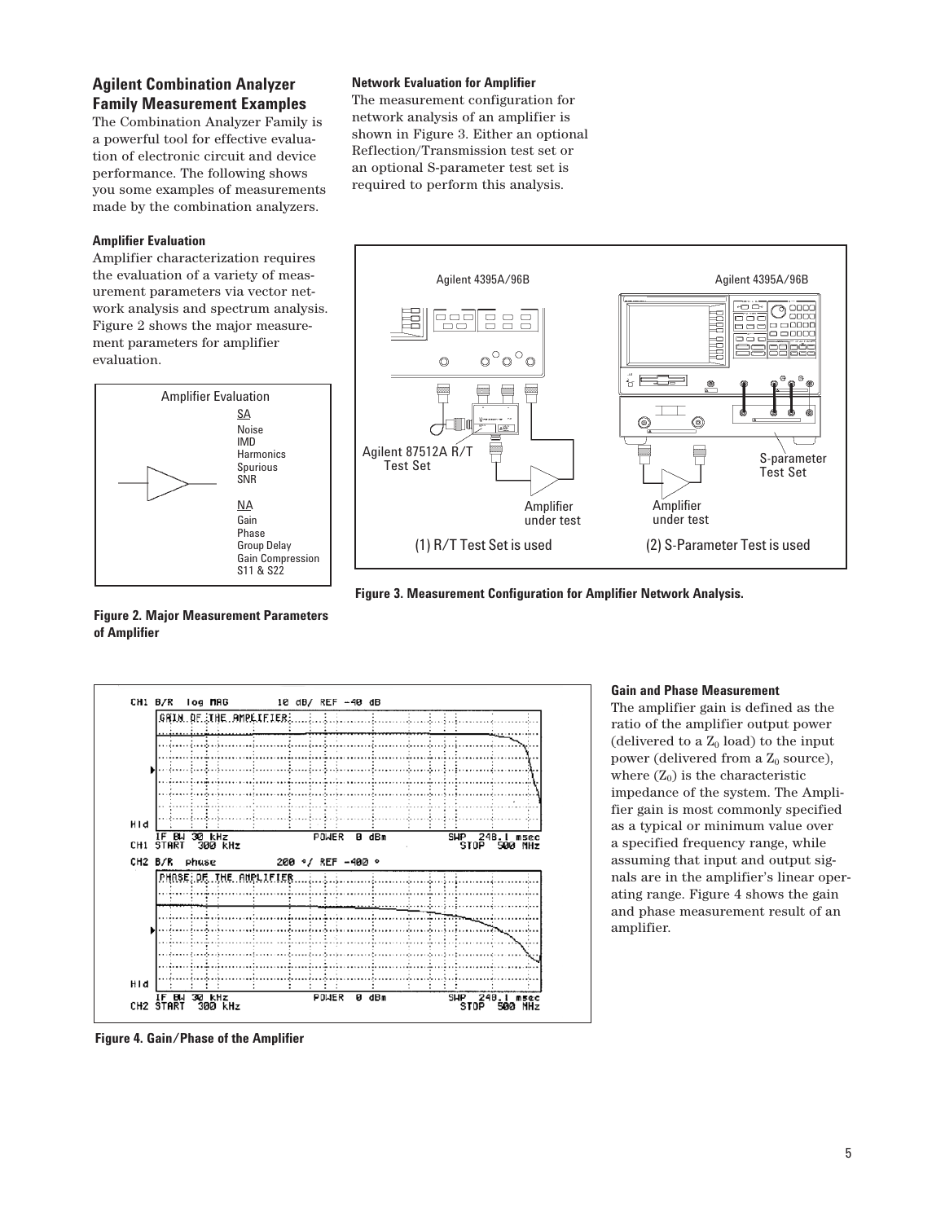## Agilent Combination Analyzer Family Measurement Examples

The Combination Analyzer Family is a powerful tool for effective evaluation of electronic circuit and device performance. The following shows you some examples of measurements made by the combination analyzers.

### Amplifier Evaluation

Amplifier characterization requires the evaluation of a variety of measurement parameters via vector network analysis and spectrum analysis. Figure 2 shows the major measurement parameters for amplifier evaluation.

Amplifier Evaluation

SA
- Noise
- IMD
- Harmonics
- Spurious
- SNR

NA
- Gain
- Phase
- Group Delay
- Gain Compression
- S11 & S22

**Figure 2. Major Measurement Parameters of Amplifier**

### Network Evaluation for Amplifier

The measurement configuration for network analysis of an amplifier is shown in Figure 3. Either an optional Reflection/Transmission test set or an optional S-parameter test set is required to perform this analysis.

Agilent 4395A/96B

Agilent 87512A R/T Test Set

Amplifier under test

(1) R/T Test Set is used

Agilent 4395A/96B

S-parameter Test Set

Amplifier under test

(2) S-Parameter Test is used

**Figure 3. Measurement Configuration for Amplifier Network Analysis.**

CH1 B/R log MAG 10 dB/ REF -40 dB

GAIN OF THE AMPLIFIER

IF BW 30 kHz POWER 0 dBm SWP 248.1 msec
CH1 START 300 kHz STOP 500 MHz

CH2 B/R phase 200 °/ REF -400 °

PHASE OF THE AMPLIFIER

IF BW 30 kHz POWER 0 dBm SWP 248.1 msec
CH2 START 300 kHz STOP 500 MHz

**Figure 4. Gain/Phase of the Amplifier**

### Gain and Phase Measurement

The amplifier gain is defined as the ratio of the amplifier output power (delivered to a $Z_0$ load) to the input power (delivered from a $Z_0$ source), where ($Z_0$) is the characteristic impedance of the system. The Amplifier gain is most commonly specified as a typical or minimum value over a specified frequency range, while assuming that input and output signals are in the amplifier's linear operating range. Figure 4 shows the gain and phase measurement result of an amplifier.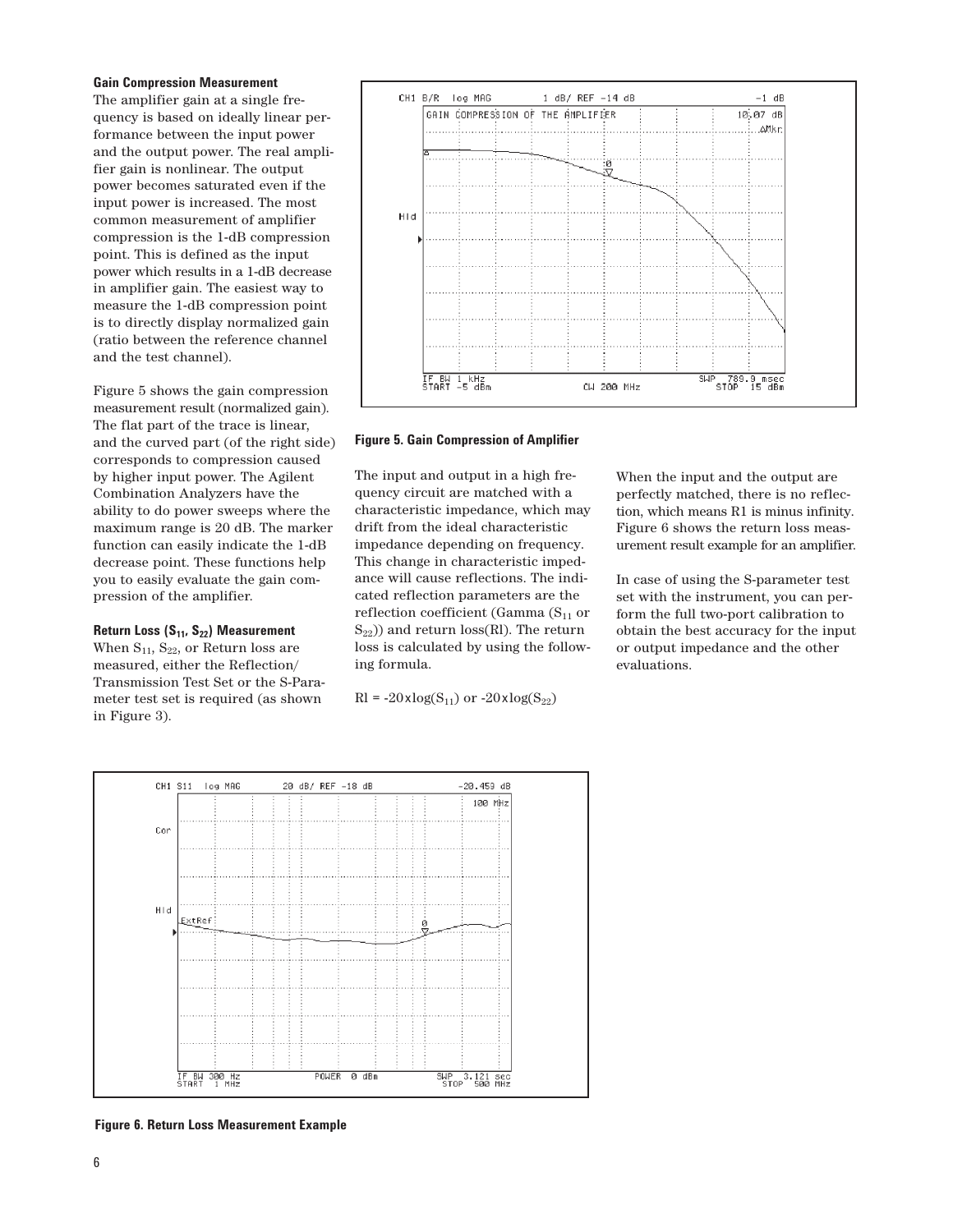### Gain Compression Measurement

The amplifier gain at a single frequency is based on ideally linear performance between the input power and the output power. The real amplifier gain is nonlinear. The output power becomes saturated even if the input power is increased. The most common measurement of amplifier compression is the 1-dB compression point. This is defined as the input power which results in a 1-dB decrease in amplifier gain. The easiest way to measure the 1-dB compression point is to directly display normalized gain (ratio between the reference channel and the test channel).

Figure 5 shows the gain compression measurement result (normalized gain). The flat part of the trace is linear, and the curved part (of the right side) corresponds to compression caused by higher input power. The Agilent Combination Analyzers have the ability to do power sweeps where the maximum range is 20 dB. The marker function can easily indicate the 1-dB decrease point. These functions help you to easily evaluate the gain compression of the amplifier.

**Figure 5. Gain Compression of Amplifier**

### Return Loss ($S_{11}$, $S_{22}$) Measurement

When $S_{11}$, $S_{22}$, or Return loss are measured, either the Reflection/Transmission Test Set or the S-Parameter test set is required (as shown in Figure 3).

The input and output in a high frequency circuit are matched with a characteristic impedance, which may drift from the ideal characteristic impedance depending on frequency. This change in characteristic impedance will cause reflections. The indicated reflection parameters are the reflection coefficient (Gamma ($S_{11}$ or $S_{22}$)) and return loss(Rl). The return loss is calculated by using the following formula.

$$Rl = -20\times\log(S_{11}) \text{ or } -20\times\log(S_{22})$$

When the input and the output are perfectly matched, there is no reflection, which means R1 is minus infinity. Figure 6 shows the return loss measurement result example for an amplifier.

In case of using the S-parameter test set with the instrument, you can perform the full two-port calibration to obtain the best accuracy for the input or output impedance and the other evaluations.

**Figure 6. Return Loss Measurement Example**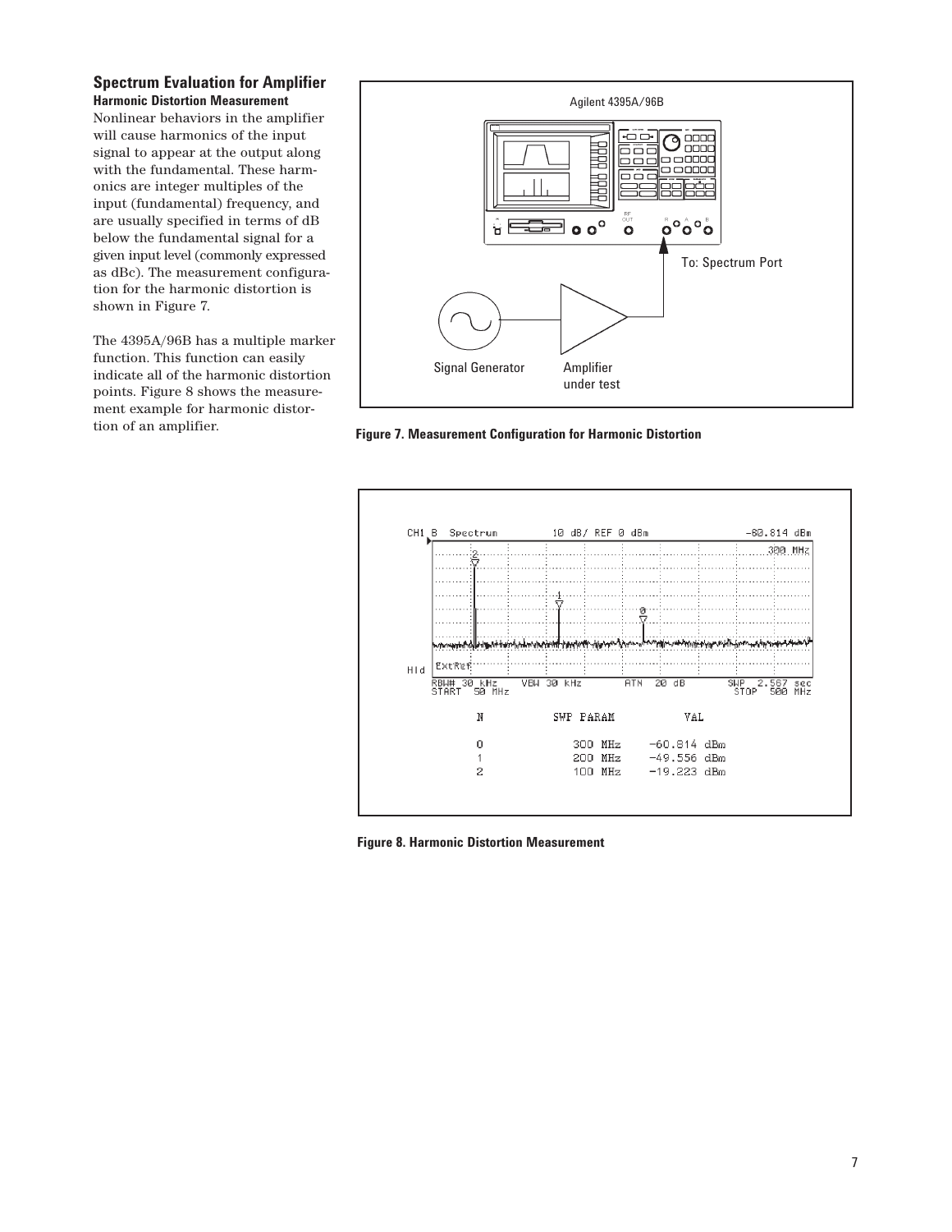## Spectrum Evaluation for Amplifier

### Harmonic Distortion Measurement

Nonlinear behaviors in the amplifier will cause harmonics of the input signal to appear at the output along with the fundamental. These harmonics are integer multiples of the input (fundamental) frequency, and are usually specified in terms of dB below the fundamental signal for a given input level (commonly expressed as dBc). The measurement configuration for the harmonic distortion is shown in Figure 7.

The 4395A/96B has a multiple marker function. This function can easily indicate all of the harmonic distortion points. Figure 8 shows the measurement example for harmonic distortion of an amplifier.

**Figure 7. Measurement Configuration for Harmonic Distortion**

**Figure 8. Harmonic Distortion Measurement**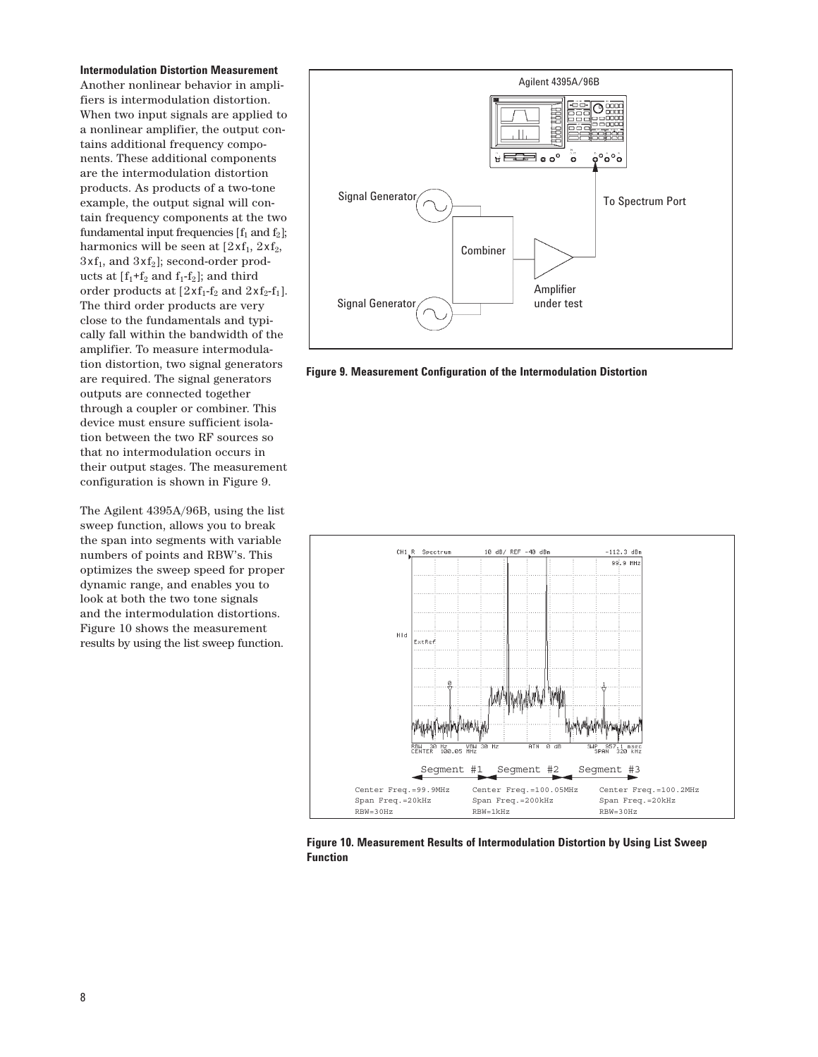### Intermodulation Distortion Measurement

Another nonlinear behavior in amplifiers is intermodulation distortion. When two input signals are applied to a nonlinear amplifier, the output contains additional frequency components. These additional components are the intermodulation distortion products. As products of a two-tone example, the output signal will contain frequency components at the two fundamental input frequencies [$f_1$ and $f_2$]; harmonics will be seen at [$2xf_1$, $2xf_2$, $3xf_1$, and $3xf_2$]; second-order products at [$f_1+f_2$ and $f_1-f_2$]; and third order products at [$2xf_1-f_2$ and $2xf_2-f_1$]. The third order products are very close to the fundamentals and typically fall within the bandwidth of the amplifier. To measure intermodulation distortion, two signal generators are required. The signal generators outputs are connected together through a coupler or combiner. This device must ensure sufficient isolation between the two RF sources so that no intermodulation occurs in their output stages. The measurement configuration is shown in Figure 9.

The Agilent 4395A/96B, using the list sweep function, allows you to break the span into segments with variable numbers of points and RBW's. This optimizes the sweep speed for proper dynamic range, and enables you to look at both the two tone signals and the intermodulation distortions. Figure 10 shows the measurement results by using the list sweep function.

**Figure 9. Measurement Configuration of the Intermodulation Distortion**

**Figure 10. Measurement Results of Intermodulation Distortion by Using List Sweep Function**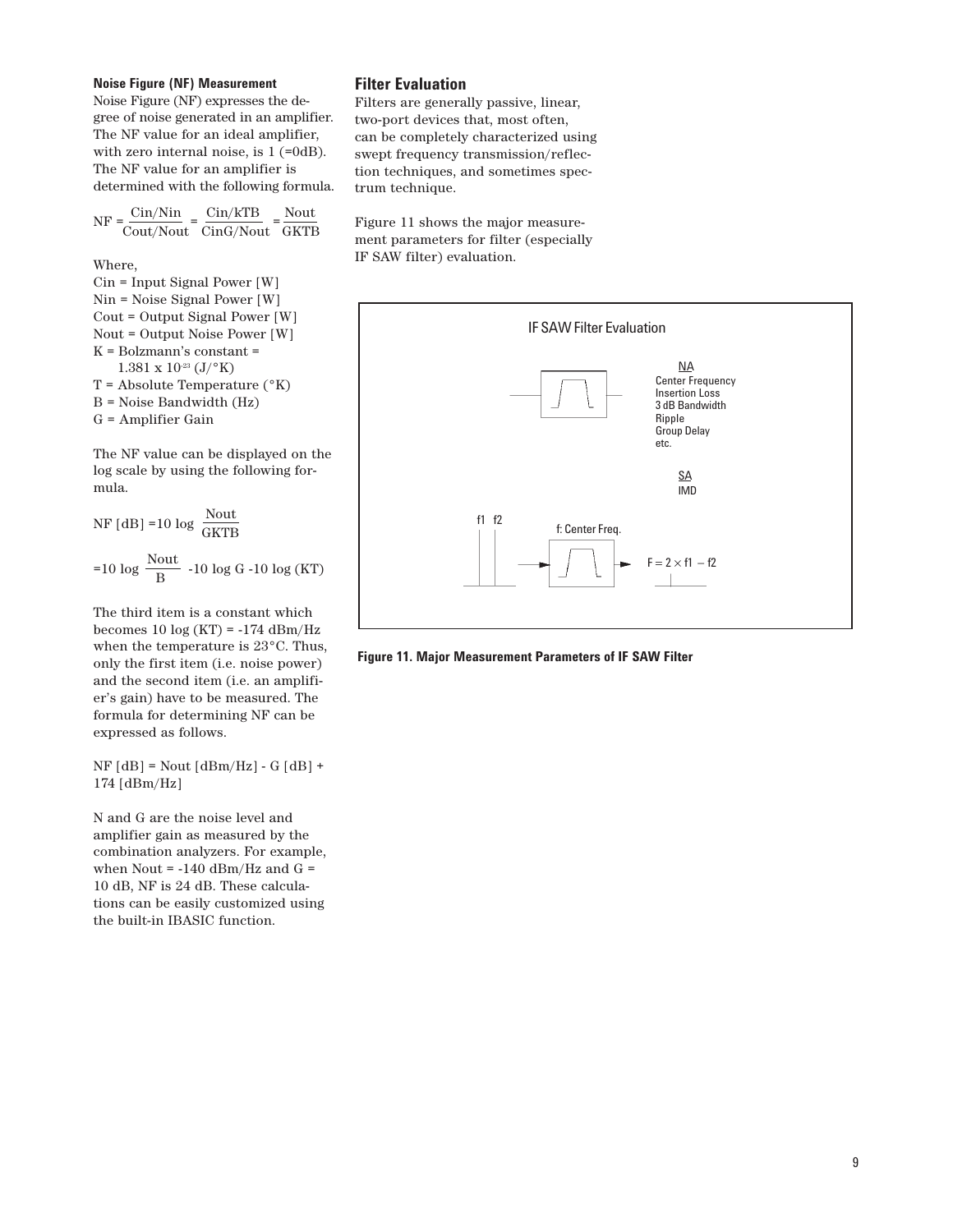#### Noise Figure (NF) Measurement

Noise Figure (NF) expresses the degree of noise generated in an amplifier. The NF value for an ideal amplifier, with zero internal noise, is 1 (=0dB). The NF value for an amplifier is determined with the following formula.

$$NF = \frac{Cin/Nin}{Cout/Nout} = \frac{Cin/kTB}{CinG/Nout} = \frac{Nout}{GKTB}$$

Where,

Cin = Input Signal Power [W]
Nin = Noise Signal Power [W]
Cout = Output Signal Power [W]
Nout = Output Noise Power [W]
K = Bolzmann's constant = $1.381 \times 10^{-23}$ (J/°K)
T = Absolute Temperature (°K)
B = Noise Bandwidth (Hz)
G = Amplifier Gain

The NF value can be displayed on the log scale by using the following formula.

$$NF\ [dB] = 10 \log \frac{Nout}{GKTB}$$

$$= 10 \log \frac{Nout}{B} - 10 \log G - 10 \log (KT)$$

The third item is a constant which becomes 10 log (KT) = -174 dBm/Hz when the temperature is 23°C. Thus, only the first item (i.e. noise power) and the second item (i.e. an amplifier's gain) have to be measured. The formula for determining NF can be expressed as follows.

NF [dB] = Nout [dBm/Hz] - G [dB] + 174 [dBm/Hz]

N and G are the noise level and amplifier gain as measured by the combination analyzers. For example, when Nout = -140 dBm/Hz and G = 10 dB, NF is 24 dB. These calculations can be easily customized using the built-in IBASIC function.

## Filter Evaluation

Filters are generally passive, linear, two-port devices that, most often, can be completely characterized using swept frequency transmission/reflection techniques, and sometimes spectrum technique.

Figure 11 shows the major measurement parameters for filter (especially IF SAW filter) evaluation.

IF SAW Filter Evaluation

NA
Center Frequency
Insertion Loss
3 dB Bandwidth
Ripple
Group Delay
etc.

SA
IMD

f1 f2

f: Center Freq.

F = 2 × f1 − f2

**Figure 11. Major Measurement Parameters of IF SAW Filter**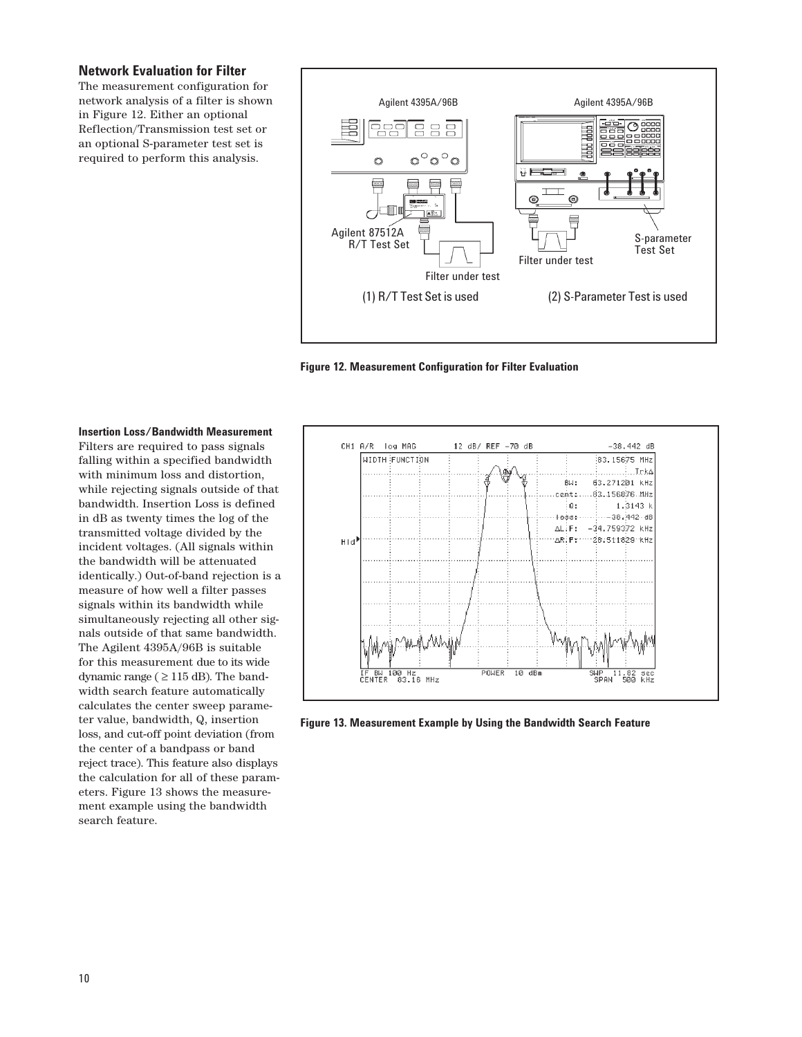## Network Evaluation for Filter

The measurement configuration for network analysis of a filter is shown in Figure 12. Either an optional Reflection/Transmission test set or an optional S-parameter test set is required to perform this analysis.

Figure 12. Measurement Configuration for Filter Evaluation

### Insertion Loss/Bandwidth Measurement

Filters are required to pass signals falling within a specified bandwidth with minimum loss and distortion, while rejecting signals outside of that bandwidth. Insertion Loss is defined in dB as twenty times the log of the transmitted voltage divided by the incident voltages. (All signals within the bandwidth will be attenuated identically.) Out-of-band rejection is a measure of how well a filter passes signals within its bandwidth while simultaneously rejecting all other signals outside of that same bandwidth. The Agilent 4395A/96B is suitable for this measurement due to its wide dynamic range ( ≥ 115 dB). The bandwidth search feature automatically calculates the center sweep parameter value, bandwidth, Q, insertion loss, and cut-off point deviation (from the center of a bandpass or band reject trace). This feature also displays the calculation for all of these parameters. Figure 13 shows the measurement example using the bandwidth search feature.

Figure 13. Measurement Example by Using the Bandwidth Search Feature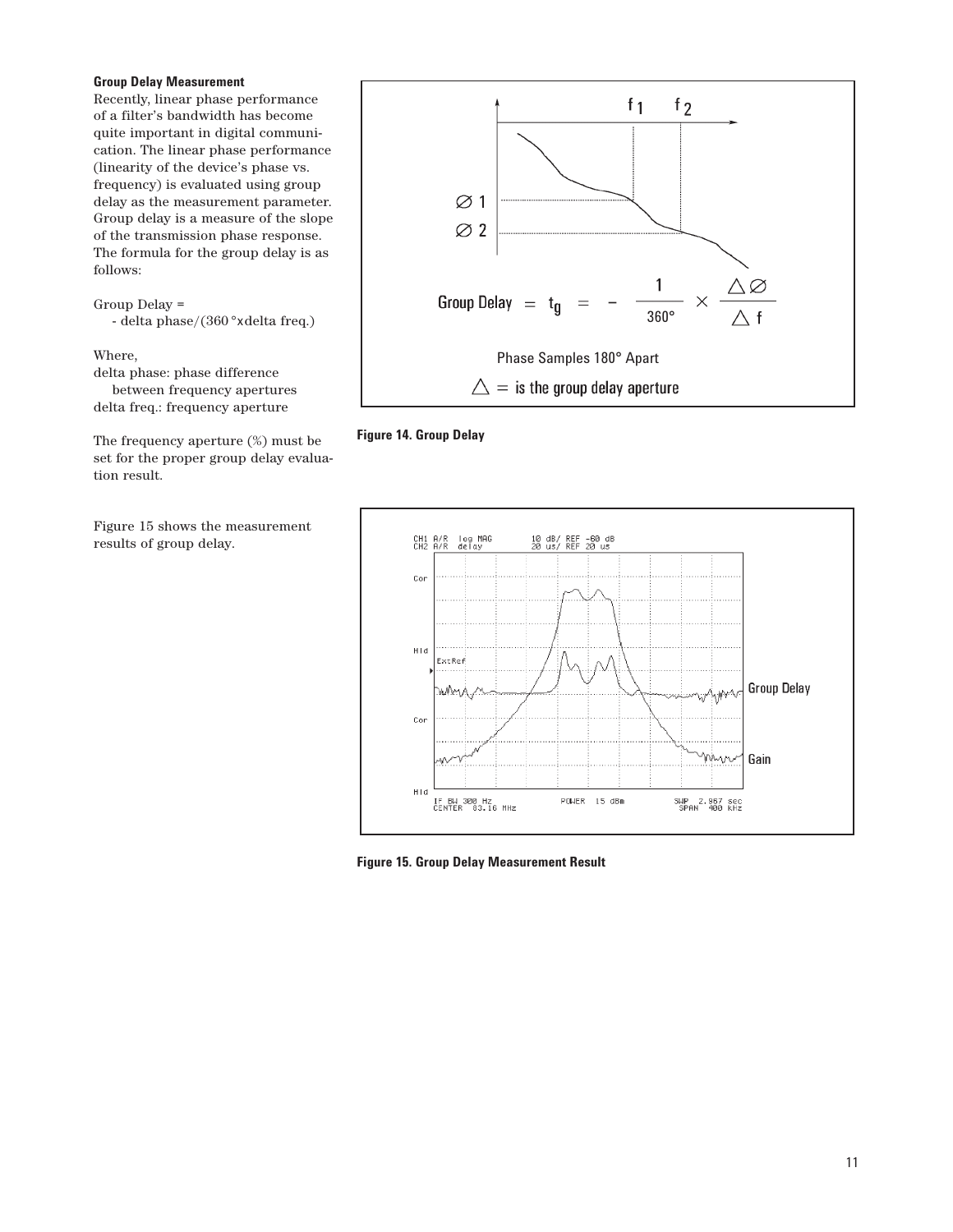**Group Delay Measurement**

Recently, linear phase performance of a filter's bandwidth has become quite important in digital communication. The linear phase performance (linearity of the device's phase vs. frequency) is evaluated using group delay as the measurement parameter. Group delay is a measure of the slope of the transmission phase response. The formula for the group delay is as follows:

Group Delay = - delta phase/(360 °xdelta freq.)

Where,

delta phase: phase difference between frequency apertures

delta freq.: frequency aperture

The frequency aperture (%) must be set for the proper group delay evaluation result.

Figure 15 shows the measurement results of group delay.

$$\text{Group Delay} = t_g = -\frac{1}{360°} \times \frac{\Delta \varnothing}{\Delta f}$$

Phase Samples 180° Apart

$\Delta$ = is the group delay aperture

**Figure 14. Group Delay**

**Figure 15. Group Delay Measurement Result**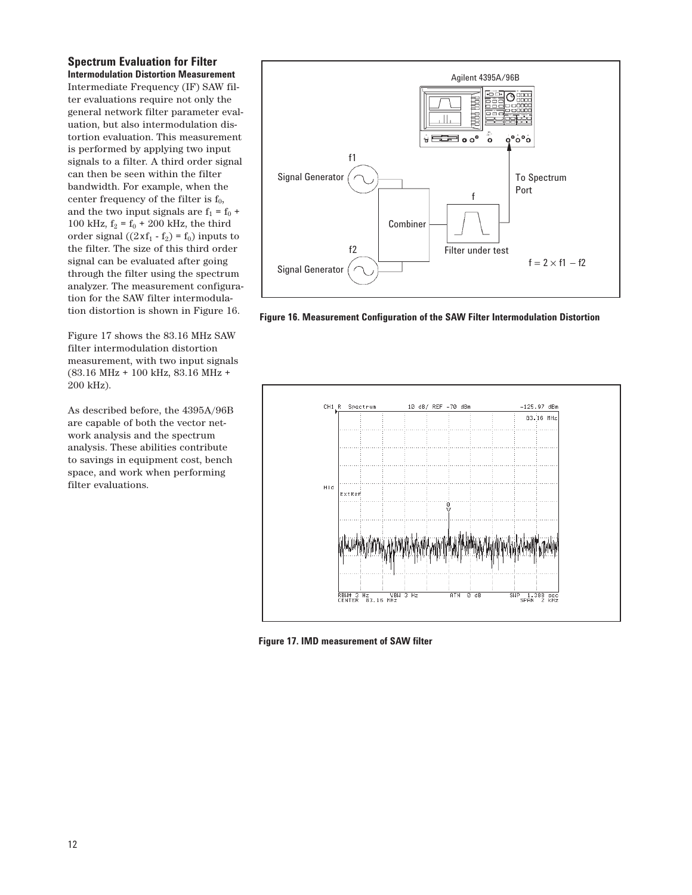## Spectrum Evaluation for Filter

**Intermodulation Distortion Measurement**

Intermediate Frequency (IF) SAW filter evaluations require not only the general network filter parameter evaluation, but also intermodulation distortion evaluation. This measurement is performed by applying two input signals to a filter. A third order signal can then be seen within the filter bandwidth. For example, when the center frequency of the filter is $f_0$, and the two input signals are $f_1 = f_0 + 100$ kHz, $f_2 = f_0 + 200$ kHz, the third order signal ($(2 \times f_1 - f_2) = f_0$) inputs to the filter. The size of this third order signal can be evaluated after going through the filter using the spectrum analyzer. The measurement configuration for the SAW filter intermodulation distortion is shown in Figure 16.

Figure 17 shows the 83.16 MHz SAW filter intermodulation distortion measurement, with two input signals (83.16 MHz + 100 kHz, 83.16 MHz + 200 kHz).

As described before, the 4395A/96B are capable of both the vector network analysis and the spectrum analysis. These abilities contribute to savings in equipment cost, bench space, and work when performing filter evaluations.

**Figure 16. Measurement Configuration of the SAW Filter Intermodulation Distortion**

**Figure 17. IMD measurement of SAW filter**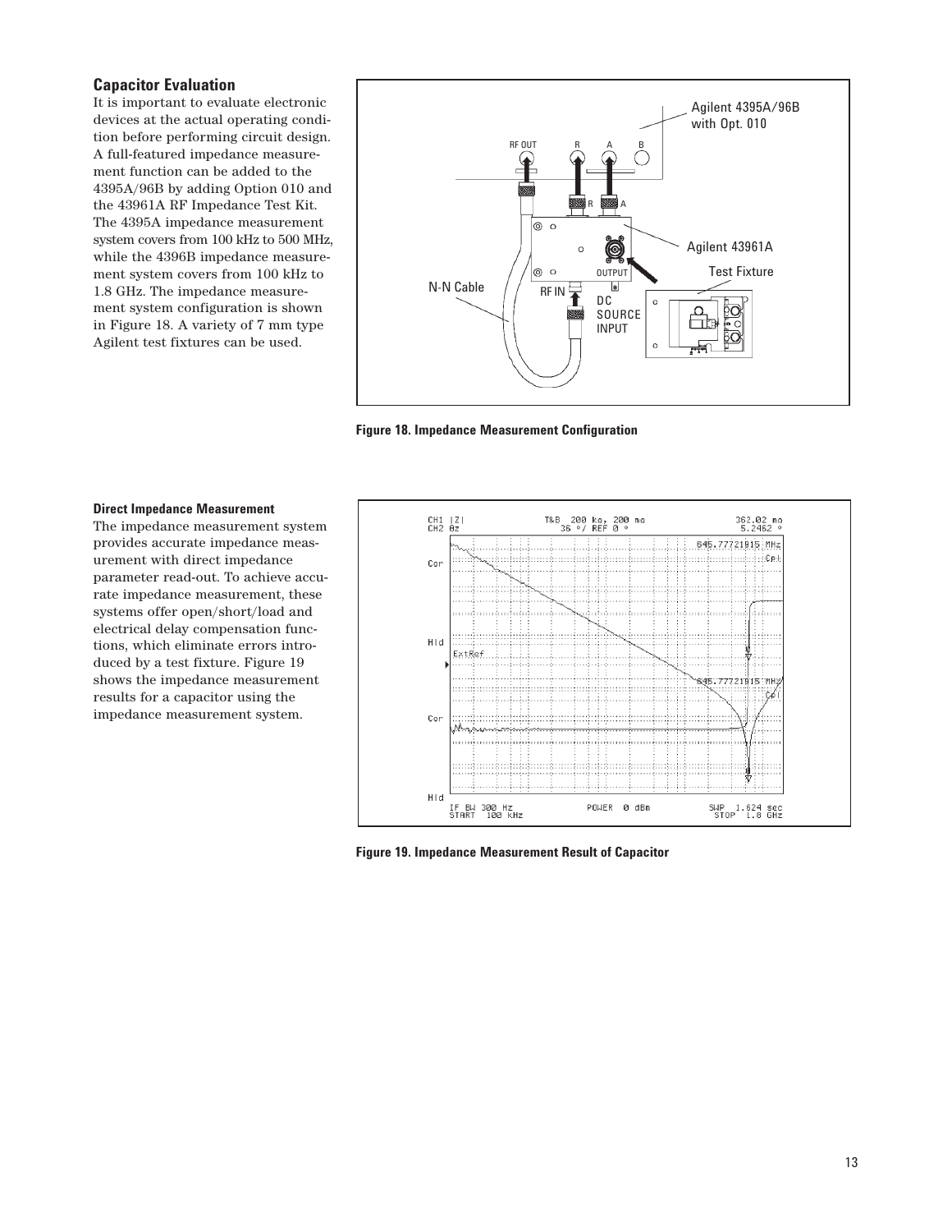## Capacitor Evaluation

It is important to evaluate electronic devices at the actual operating condition before performing circuit design. A full-featured impedance measurement function can be added to the 4395A/96B by adding Option 010 and the 43961A RF Impedance Test Kit. The 4395A impedance measurement system covers from 100 kHz to 500 MHz, while the 4396B impedance measurement system covers from 100 kHz to 1.8 GHz. The impedance measurement system configuration is shown in Figure 18. A variety of 7 mm type Agilent test fixtures can be used.

**Figure 18. Impedance Measurement Configuration**

### Direct Impedance Measurement

The impedance measurement system provides accurate impedance measurement with direct impedance parameter read-out. To achieve accurate impedance measurement, these systems offer open/short/load and electrical delay compensation functions, which eliminate errors introduced by a test fixture. Figure 19 shows the impedance measurement results for a capacitor using the impedance measurement system.

**Figure 19. Impedance Measurement Result of Capacitor**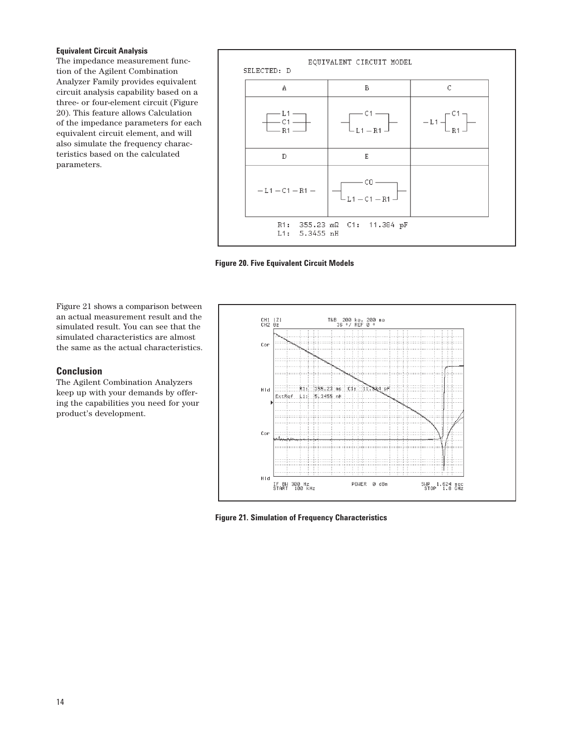### Equivalent Circuit Analysis

The impedance measurement function of the Agilent Combination Analyzer Family provides equivalent circuit analysis capability based on a three- or four-element circuit (Figure 20). This feature allows Calculation of the impedance parameters for each equivalent circuit element, and will also simulate the frequency characteristics based on the calculated parameters.

Figure 20. Five Equivalent Circuit Models

Figure 21 shows a comparison between an actual measurement result and the simulated result. You can see that the simulated characteristics are almost the same as the actual characteristics.

## Conclusion

The Agilent Combination Analyzers keep up with your demands by offering the capabilities you need for your product's development.

Figure 21. Simulation of Frequency Characteristics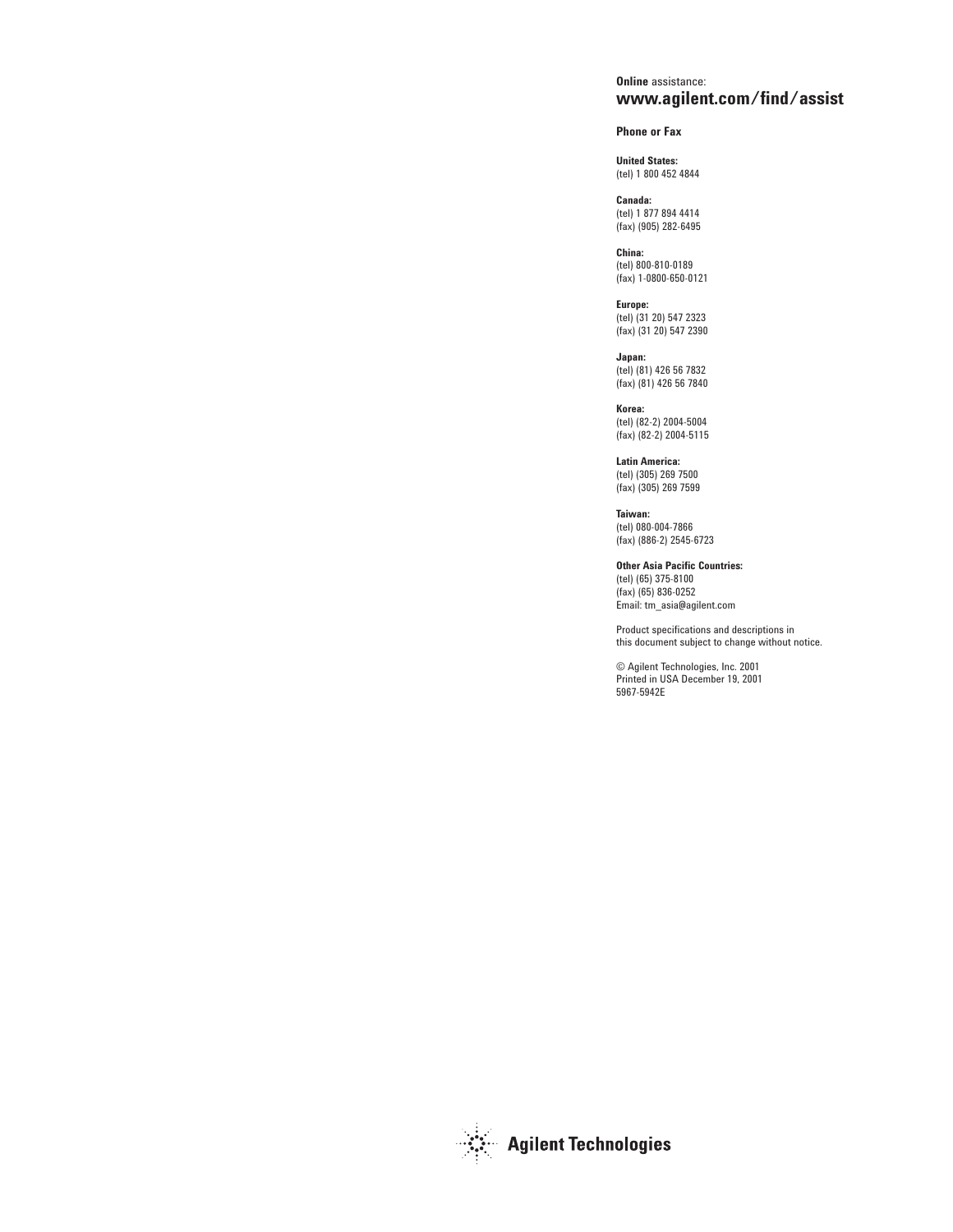**Online** assistance:
**www.agilent.com/find/assist**

**Phone or Fax**

**United States:**
(tel) 1 800 452 4844

**Canada:**
(tel) 1 877 894 4414
(fax) (905) 282-6495

**China:**
(tel) 800-810-0189
(fax) 1-0800-650-0121

**Europe:**
(tel) (31 20) 547 2323
(fax) (31 20) 547 2390

**Japan:**
(tel) (81) 426 56 7832
(fax) (81) 426 56 7840

**Korea:**
(tel) (82-2) 2004-5004
(fax) (82-2) 2004-5115

**Latin America:**
(tel) (305) 269 7500
(fax) (305) 269 7599

**Taiwan:**
(tel) 080-004-7866
(fax) (886-2) 2545-6723

**Other Asia Pacific Countries:**
(tel) (65) 375-8100
(fax) (65) 836-0252
Email: tm_asia@agilent.com

Product specifications and descriptions in this document subject to change without notice.

© Agilent Technologies, Inc. 2001
Printed in USA December 19, 2001
5967-5942E

**Agilent Technologies**